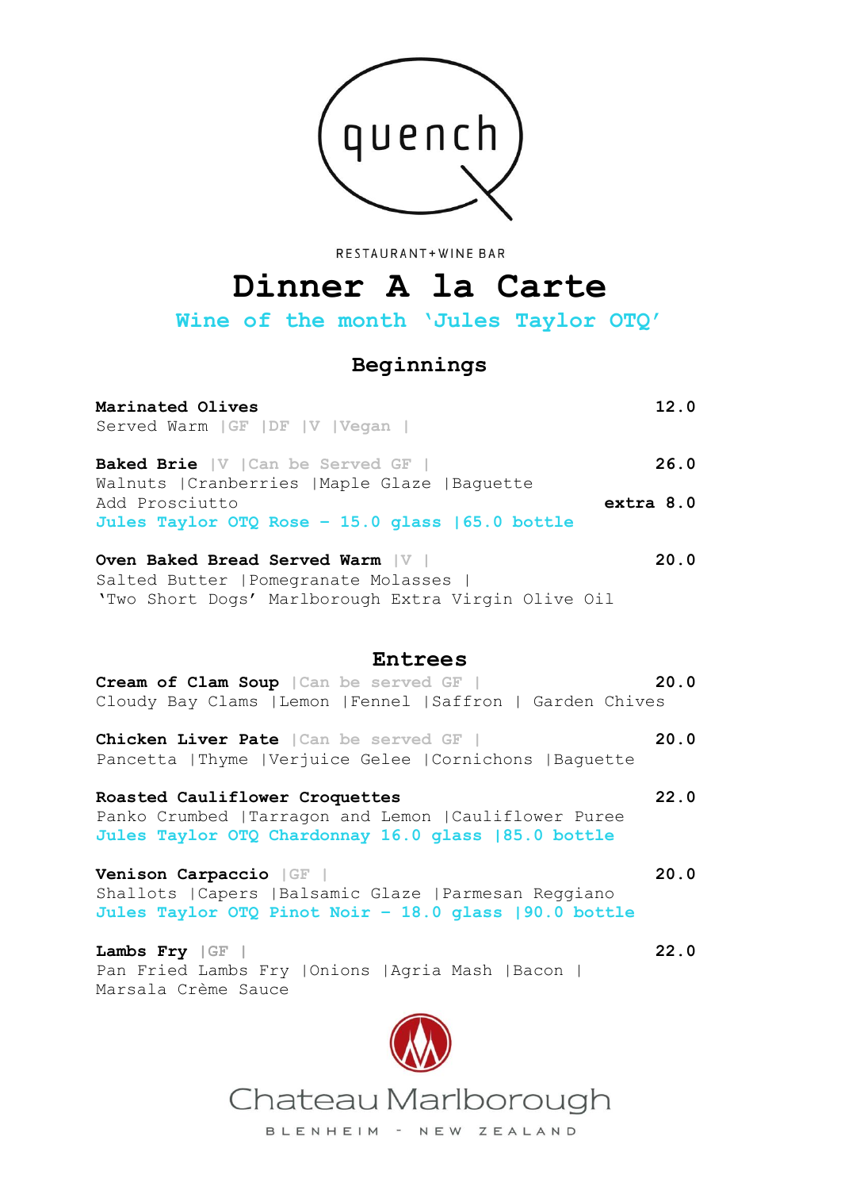quench

RESTAURANT+WINE BAR

# Dinner A la Carte

**Wine of the month 'Jules Taylor OTQ'**

## Beginnings

**Marinated Olives** 12.0
Served Warm |GF |DF |V |Vegan |

**Baked Brie** |V |Can be Served GF | 26.0
Walnuts |Cranberries |Maple Glaze |Baguette
Add Prosciutto **extra 8.0**
**Jules Taylor OTQ Rose – 15.0 glass |65.0 bottle**

**Oven Baked Bread Served Warm** |V | 20.0
Salted Butter |Pomegranate Molasses |
'Two Short Dogs' Marlborough Extra Virgin Olive Oil

## Entrees

**Cream of Clam Soup** |Can be served GF | 20.0
Cloudy Bay Clams |Lemon |Fennel |Saffron | Garden Chives

**Chicken Liver Pate** |Can be served GF | 20.0
Pancetta |Thyme |Verjuice Gelee |Cornichons |Baguette

**Roasted Cauliflower Croquettes** 22.0
Panko Crumbed |Tarragon and Lemon |Cauliflower Puree
**Jules Taylor OTQ Chardonnay 16.0 glass |85.0 bottle**

**Venison Carpaccio** |GF | 20.0
Shallots |Capers |Balsamic Glaze |Parmesan Reggiano
**Jules Taylor OTQ Pinot Noir – 18.0 glass |90.0 bottle**

**Lambs Fry** |GF | 22.0
Pan Fried Lambs Fry |Onions |Agria Mash |Bacon |
Marsala Crème Sauce

Chateau Marlborough

BLENHEIM - NEW ZEALAND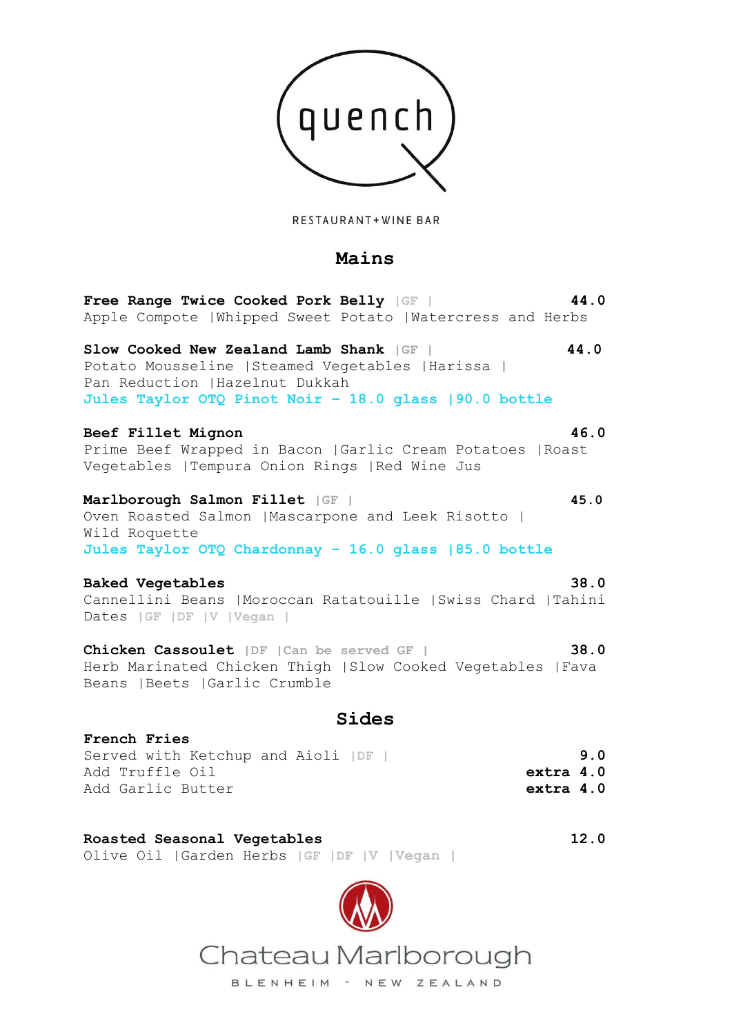quench

RESTAURANT+WINE BAR

## Mains

**Free Range Twice Cooked Pork Belly** |GF | **44.0**
Apple Compote |Whipped Sweet Potato |Watercress and Herbs

**Slow Cooked New Zealand Lamb Shank** |GF | **44.0**
Potato Mousseline |Steamed Vegetables |Harissa |
Pan Reduction |Hazelnut Dukkah
**Jules Taylor OTQ Pinot Noir – 18.0 glass |90.0 bottle**

**Beef Fillet Mignon** **46.0**
Prime Beef Wrapped in Bacon |Garlic Cream Potatoes |Roast Vegetables |Tempura Onion Rings |Red Wine Jus

**Marlborough Salmon Fillet** |GF | **45.0**
Oven Roasted Salmon |Mascarpone and Leek Risotto |
Wild Roquette
**Jules Taylor OTQ Chardonnay – 16.0 glass |85.0 bottle**

**Baked Vegetables** **38.0**
Cannellini Beans |Moroccan Ratatouille |Swiss Chard |Tahini Dates |GF |DF |V |Vegan |

**Chicken Cassoulet** |DF |Can be served GF | **38.0**
Herb Marinated Chicken Thigh |Slow Cooked Vegetables |Fava Beans |Beets |Garlic Crumble

## Sides

**French Fries**
Served with Ketchup and Aioli |DF | **9.0**
Add Truffle Oil **extra 4.0**
Add Garlic Butter **extra 4.0**

**Roasted Seasonal Vegetables** **12.0**
Olive Oil |Garden Herbs |GF |DF |V |Vegan |

Chateau Marlborough

BLENHEIM - NEW ZEALAND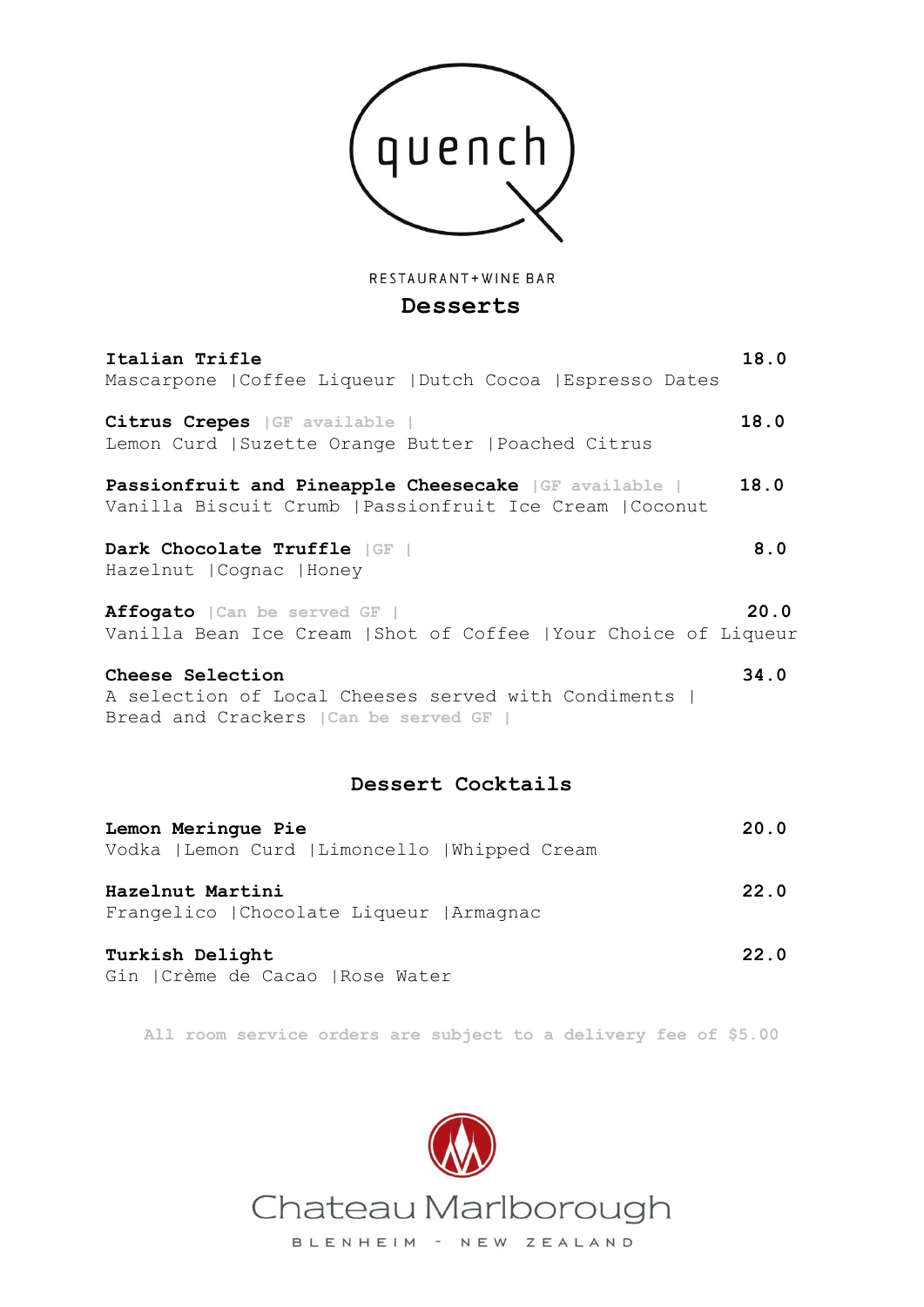quench

RESTAURANT+WINE BAR

## Desserts

**Italian Trifle** 18.0
Mascarpone |Coffee Liqueur |Dutch Cocoa |Espresso Dates

**Citrus Crepes** |GF available | 18.0
Lemon Curd |Suzette Orange Butter |Poached Citrus

**Passionfruit and Pineapple Cheesecake** |GF available | 18.0
Vanilla Biscuit Crumb |Passionfruit Ice Cream |Coconut

**Dark Chocolate Truffle** |GF | 8.0
Hazelnut |Cognac |Honey

**Affogato** |Can be served GF | 20.0
Vanilla Bean Ice Cream |Shot of Coffee |Your Choice of Liqueur

**Cheese Selection** 34.0
A selection of Local Cheeses served with Condiments | Bread and Crackers |Can be served GF |

## Dessert Cocktails

**Lemon Meringue Pie** 20.0
Vodka |Lemon Curd |Limoncello |Whipped Cream

**Hazelnut Martini** 22.0
Frangelico |Chocolate Liqueur |Armagnac

**Turkish Delight** 22.0
Gin |Crème de Cacao |Rose Water

All room service orders are subject to a delivery fee of $5.00

Chateau Marlborough

BLENHEIM - NEW ZEALAND